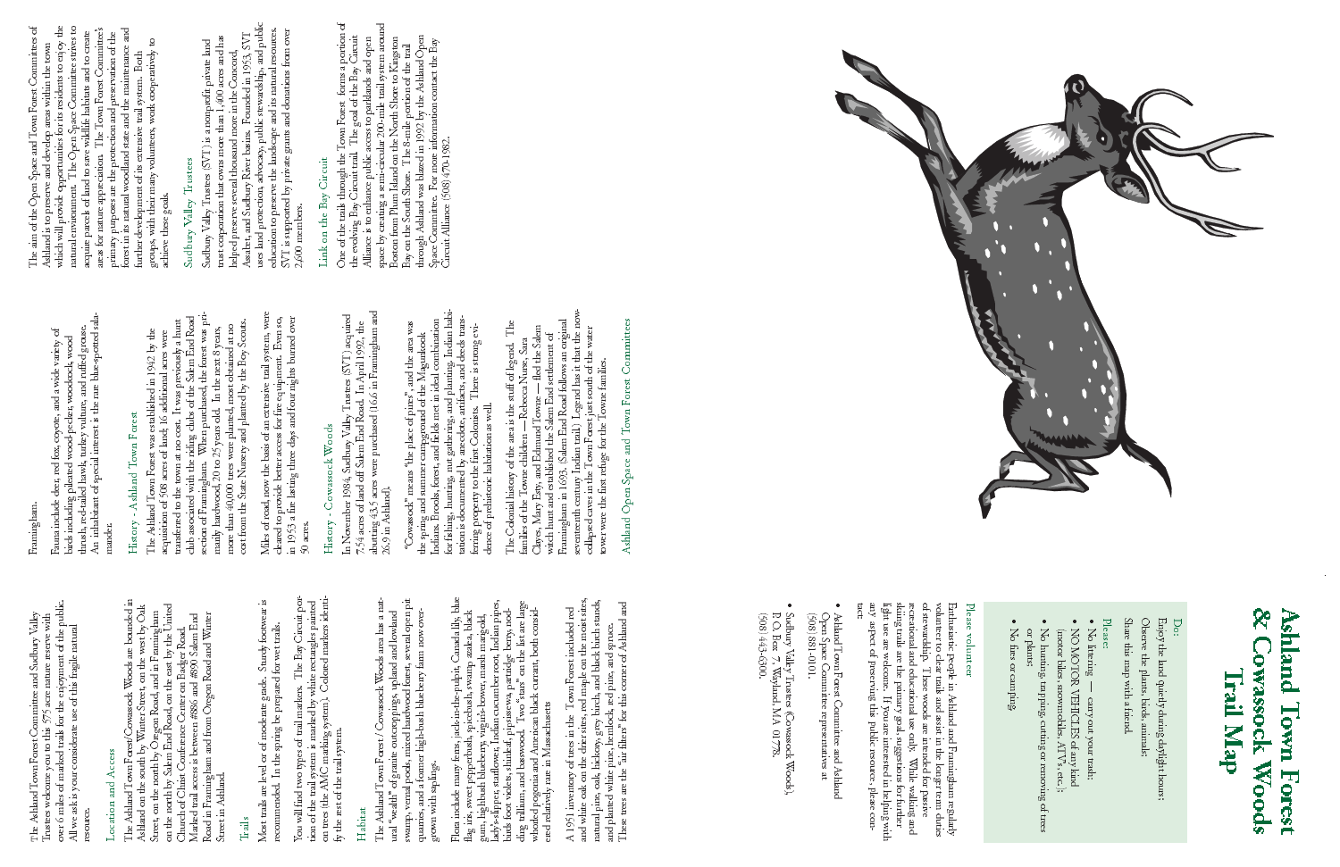# Ashland Town Forest & Cowassock Woods Trail Map

### Do:

Enjoy the land quietly during daylight hours;

Observe the plants, birds, animals;

Share this map with a friend.

### Please:

- No littering — carry out your trash;
- NO MOTOR VEHICLES of any kind (motor bikes, snowmobiles, ATV's, etc.);
- No hunting, trapping, cutting or removing of trees or plants;
- No fires or camping.

### Please volunteer

Enthusiastic people in Ashland and Framingham regularly volunteer to clear trails and assist in the long-term duties of stewardship. These woods are intended for passive recreational and educational use only. While walking and skiing trails are the primary goal, suggestions for further light use are welcome. If you are interested in helping with any aspect of preserving this public resource, please contact:

- Ashland Town Forest Committee and Ashland Open Space Committee representatives at (508) 881-0101.
- Sudbury Valley Trustees (Cowassock Woods), P.O. Box 7, Wayland, MA 01778. (508) 443-6300.

---

The Ashland Town Forest Committee and Sudbury Valley Trustees welcome you to this 575 acre nature reserve with over 6 miles of marked trails for the enjoyment of the public. All we ask is your considerate use of this fragile natural resource.

## Location and Access

The Ashland Town Forest/Cowassock Woods are bounded in Ashland on the south by Winter Street, on the west by Oak Street, on the north by Oregon Road, and in Framingham on the north by Salem End Road, on the east by the United Church of Christ Conference Center on Badger Road. Marked trail access is between #886 and #890 Salem End Road in Framingham and from Oregon Road and Winter Street in Ashland.

## Trails

Most trails are level or of moderate grade. Sturdy footwear is recommended. In the spring be prepared for wet trails.

You will find two types of trail markers. The Bay Circuit portion of the trail system is marked by white rectangles painted on trees (the AMC marking system). Colored markers identify the rest of the trail system.

## Habitat

The Ashland Town Forest/Cowassock Woods has a natural "wealth" of granite outcroppings, upland and lowland swamp, vernal pools, mixed hardwood forest, several open pit quarries, and a former high-bush blueberry farm now overgrown with saplings.

Flora include many ferns, jack-in-the-pulpit, Canada lily, blue flag iris, sweet pepperbush, spicebush, swamp azalea, black gum, highbush blueberry, virgin's-bower, marsh marigold, lady's-slipper, starflower, Indian cucumber root, Indian pipes, birds foot violets, shinleaf, pipsissewa, partridge berry, nodding trillium, and basswood. Two "stars" on the list are large whorled pogonia and American black currant, both considered relatively rare in Massachusetts.

A 1951 inventory of trees in the Town Forest included red and white oak on the drier sites, red maple on the moist sites, natural pine, oak, hickory, grey birch, and black birch stands, and planted white pine, hemlock, red pine, and spruce. These trees are the "air filters" for this corner of Ashland and Framingham.

Fauna include deer, red fox, coyote, and a wide variety of birds including pileated woodpecker, woodcock, wood thrush, red-tailed hawk, turkey vulture, and ruffed grouse. An inhabitant of special interest is the rare blue-spotted salamander.

## History - Ashland Town Forest

The Ashland Town Forest was established in 1942 by the acquisition of 508 acres of land; 16 additional acres were transferred to the town at no cost. It was previously a hunt club associated with the riding clubs of the Salem End Road section of Framingham. When purchased, the forest was primarily hardwood, 20 to 25 years old. In the next 8 years, more than 40,000 trees were planted, most obtained at no cost from the State Nursery and planted by the Boy Scouts.

Miles of road, now the basis of an extensive trail system, were cleared to provide better access for fire equipment. Even so, in 1953 a fire lasting three days and four nights burned over 90 acres.

## History - Cowassock Woods

In November 1984, Sudbury Valley Trustees (SVT) acquired 7.54 acres of land off Salem End Road. In April 1992, the abutting 43.5 acres were purchased (16.6 in Framingham and 26.9 in Ashland).

"Cowassock" means "the place of pines", and the area was the spring and summer campground of the Magunkook Indians. Brooks, forest, and fields met in ideal combination for fishing, hunting, nut gathering, and planting. Indian habitation is documented by anecdote, artifacts, and deeds transferring property to the first Colonists. There is strong evidence of prehistoric habitation as well.

The Colonial history of the area is the stuff of legend. The families of the Towne children — Rebecca Nurse, Sara Cloyes, Mary Esty, and Edmund Towne — fled the Salem witch hunt and established the Salem End settlement of Framingham in 1693. Salem End Road follows an original seventeenth century Indian trail. Legend has it that the now-collapsed caves in the Town Forest just south of the water tower were the first refuge for the Towne families.

## Ashland Open Space and Town Forest Committees

The aim of the Open Space and Town Forest Committees of Ashland is to preserve and develop areas within the town which will provide opportunities for its residents to enjoy the natural environment. The Open Space Committee strives to acquire parcels of land to save wildlife habitats and to create areas for nature appreciation. The Town Forest Committee's primary purposes are the protection and preservation of the forest in its natural woodland state and the maintenance and further development of its extensive trail system. Both groups, with their many volunteers, work cooperatively to achieve these goals.

## Sudbury Valley Trustees

Sudbury Valley Trustees (SVT) is a nonprofit private land trust corporation that owns more than 1,400 acres and has helped preserve several thousand more in the Concord, Assabet, and Sudbury River basins. Founded in 1953, SVT uses land protection, advocacy, public stewardship, and public education to preserve the landscape and its natural resources. SVT is supported by private grants and donations from over 2,600 members.

## Link on the Bay Circuit

One of the trails through the Town Forest forms a portion of the evolving Bay Circuit trail. The goal of the Bay Circuit Alliance is to enhance public access to parklands and open space by creating a semi-circular 200-mile trail system around Boston from Plum Island on the North Shore to Kingston Bay on the South Shore. The 8-mile portion of the trail through Ashland was blazed in 1992 by the Ashland Open Space Committee. For more information contact the Bay Circuit Alliance (508) 470-1982.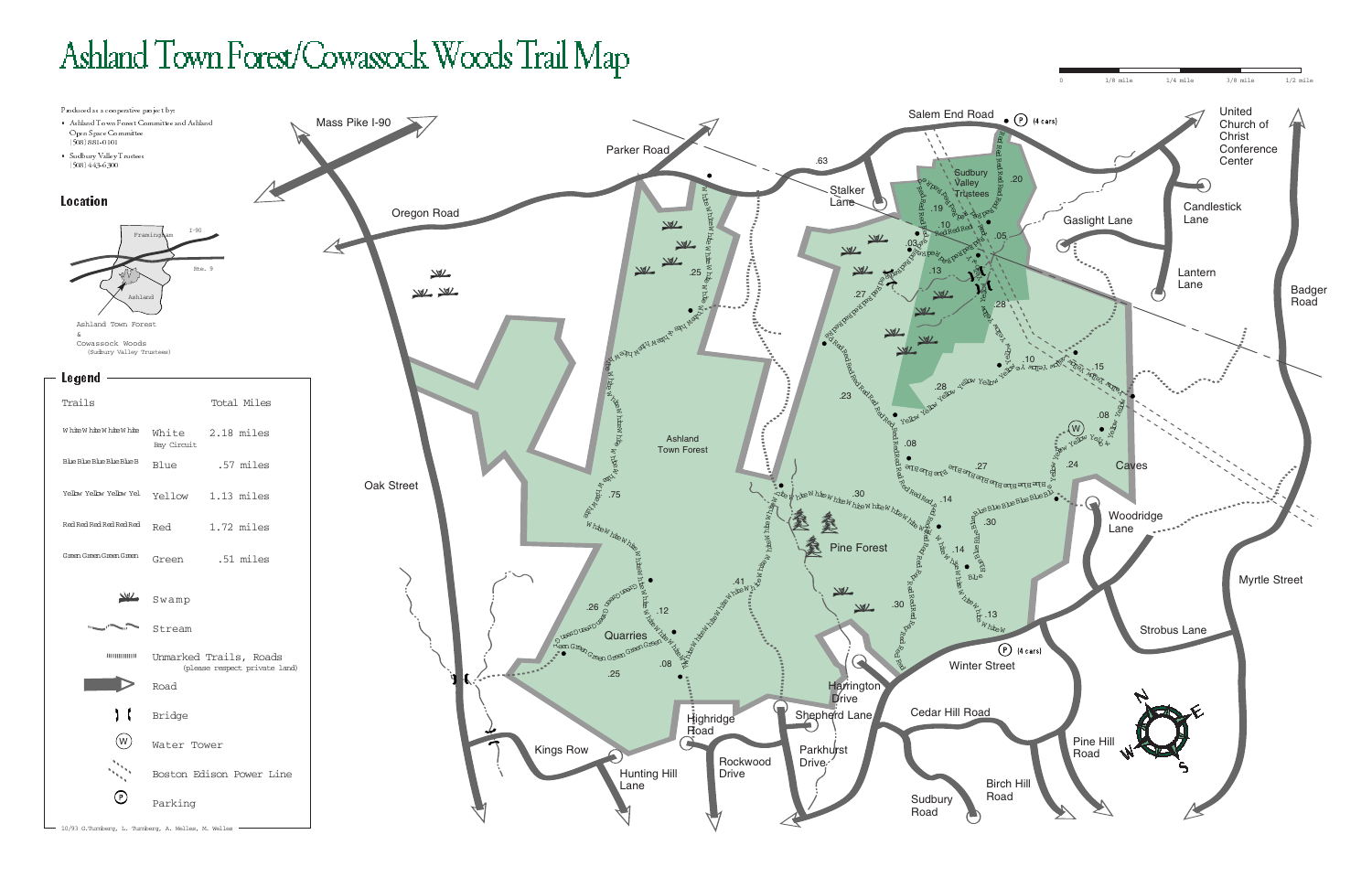# Ashland Town Forest/Cowassock Woods Trail Map

0 1/8 mile 1/4 mile 3/8 mile 1/2 mile

Produced as a cooperative project by:

- Ashland Town Forest Committee and Ashland Open Space Committee (508) 881-0101
- Sudbury Valley Trustees (508) 443-6300

## Location

Framingham
I-90
Rte. 9
Ashland

Ashland Town Forest & Cowassock Woods (Sudbury Valley Trustees)

## Legend

| Trails | | Total Miles |
| --- | --- | --- |
| White White White White | White Bay Circuit | 2.18 miles |
| Blue Blue Blue Blue Blue B | Blue | .57 miles |
| Yellow Yellow Yellow Yel | Yellow | 1.13 miles |
| Red Red Red Red Red Red | Red | 1.72 miles |
| Green Green Green Green | Green | .51 miles |

Swamp

Stream

Unmarked Trails, Roads (please respect private land)

Road

Bridge

Water Tower

Boston Edison Power Line

Parking

10/93 G. Turnberg, L. Turnberg, A. Welles, M. Welles

Mass Pike I-90
Parker Road
Oregon Road
Salem End Road
(P) (4 cars)
Stalker Lane
Sudbury Valley Trustees
Gaslight Lane
United Church of Christ Conference Center
Candlestick Lane
Lantern Lane
Badger Road
Oak Street
Ashland Town Forest
Pine Forest
Caves
Woodridge Lane
Myrtle Street
Strobus Lane
Quarries
(P) (4 cars)
Winter Street
Harrington Drive
Shepherd Lane
Highridge Road
Cedar Hill Road
Kings Row
Hunting Hill Lane
Rockwood Drive
Parkhurst Drive
Sudbury Road
Birch Hill Road
Pine Hill Road

.63 .20 .19 .10 .03 .05 .13 .27 .28 .25 .23 .10 .15 .28 .08 .08 .24 .27 .30 .14 .30 .75 .14 .41 .30 .13 .26 .12 .08 .25